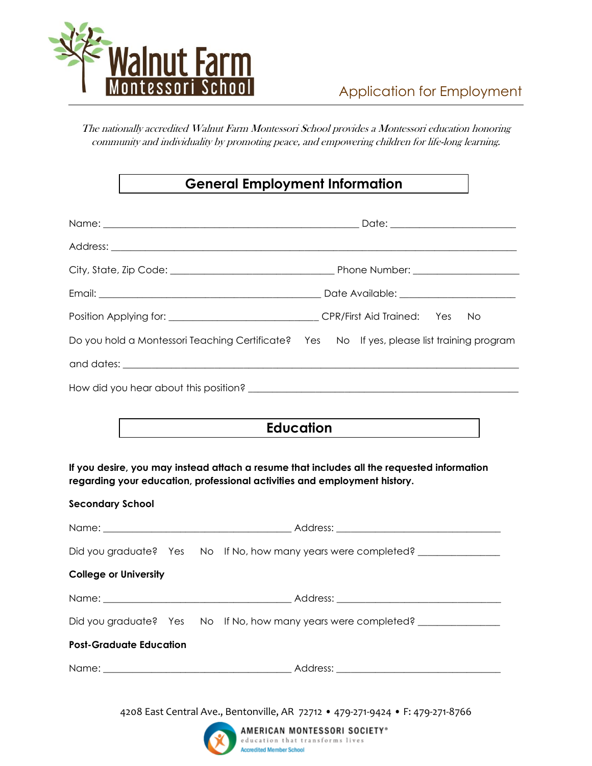Walnut Farm Montessori School

# Application for Employment

*The nationally accredited Walnut Farm Montessori School provides a Montessori education honoring community and individuality by promoting peace, and empowering children for life-long learning.*

## General Employment Information

Name: ______________________________________________ Date: ______________________

Address: ________________________________________________________________________

City, State, Zip Code: _____________________________ Phone Number: __________________

Email: _________________________________________ Date Available: ____________________

Position Applying for: ___________________________ CPR/First Aid Trained: Yes No

Do you hold a Montessori Teaching Certificate? Yes No If yes, please list training program and dates: ___________________________________________________________________

How did you hear about this position? ______________________________________________

## Education

**If you desire, you may instead attach a resume that includes all the requested information regarding your education, professional activities and employment history.**

**Secondary School**

Name: __________________________________ Address: ______________________________

Did you graduate? Yes No If No, how many years were completed? _______________

**College or University**

Name: __________________________________ Address: ______________________________

Did you graduate? Yes No If No, how many years were completed? _______________

**Post-Graduate Education**

Name: __________________________________ Address: ______________________________

4208 East Central Ave., Bentonville, AR 72712 • 479-271-9424 • F: 479-271-8766

AMERICAN MONTESSORI SOCIETY® education that transforms lives Accredited Member School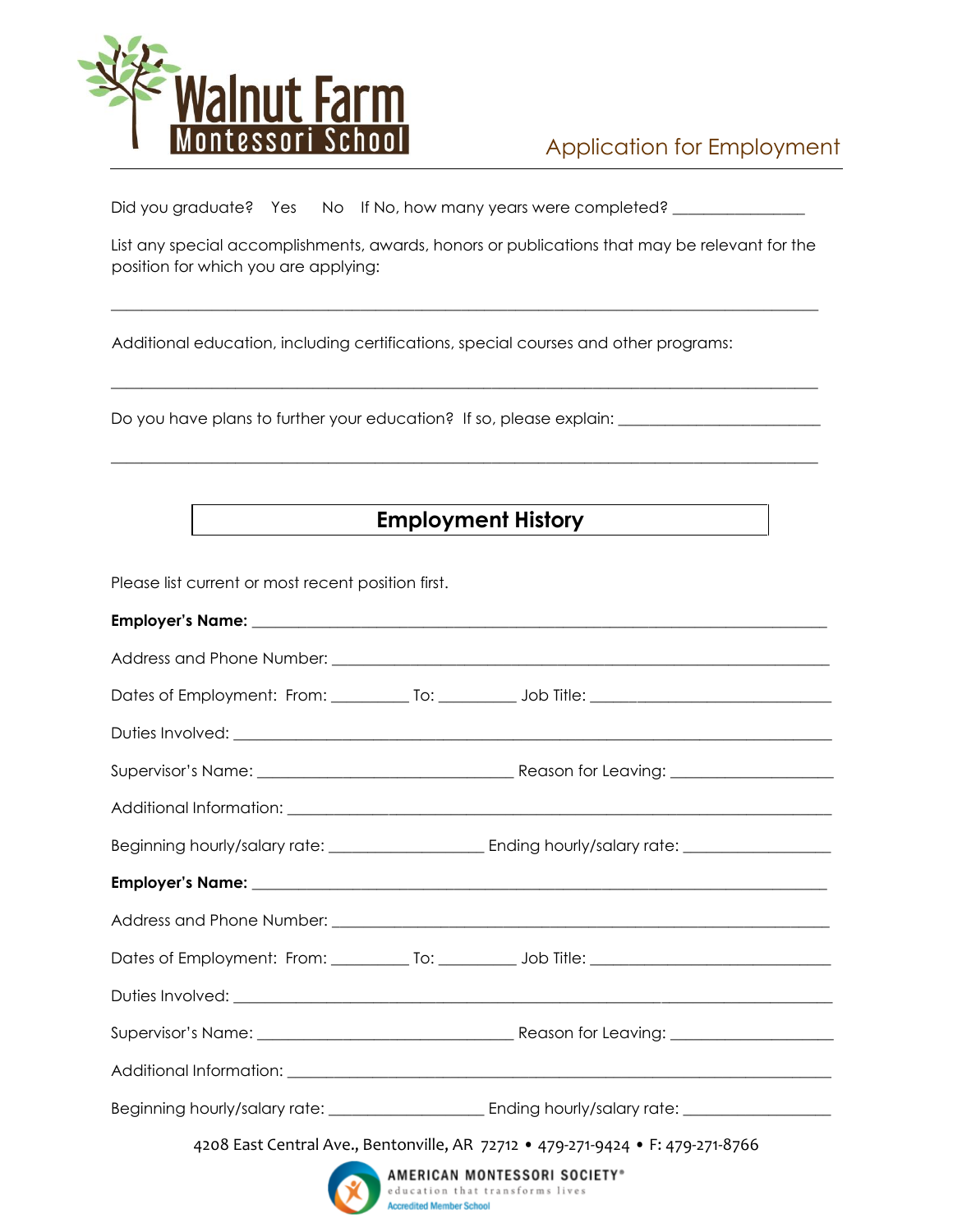Walnut Farm Montessori School

Application for Employment

Did you graduate? Yes No If No, how many years were completed? ________________

List any special accomplishments, awards, honors or publications that may be relevant for the position for which you are applying:

_______________________________________________________________________________

Additional education, including certifications, special courses and other programs:

_______________________________________________________________________________

Do you have plans to further your education? If so, please explain: _________________________

_______________________________________________________________________________

## Employment History

Please list current or most recent position first.

**Employer's Name:** _______________________________________________________________

Address and Phone Number: ____________________________________________________

Dates of Employment: From: _________ To: _________ Job Title: _____________________________

Duties Involved: ___________________________________________________________________

Supervisor's Name: _______________________________ Reason for Leaving: ___________________

Additional Information: _____________________________________________________________

Beginning hourly/salary rate: ___________________ Ending hourly/salary rate: _________________

**Employer's Name:** _______________________________________________________________

Address and Phone Number: ____________________________________________________

Dates of Employment: From: _________ To: _________ Job Title: _____________________________

Duties Involved: ___________________________________________________________________

Supervisor's Name: _______________________________ Reason for Leaving: ___________________

Additional Information: _____________________________________________________________

Beginning hourly/salary rate: ___________________ Ending hourly/salary rate: _________________

4208 East Central Ave., Bentonville, AR 72712 • 479-271-9424 • F: 479-271-8766

AMERICAN MONTESSORI SOCIETY® education that transforms lives Accredited Member School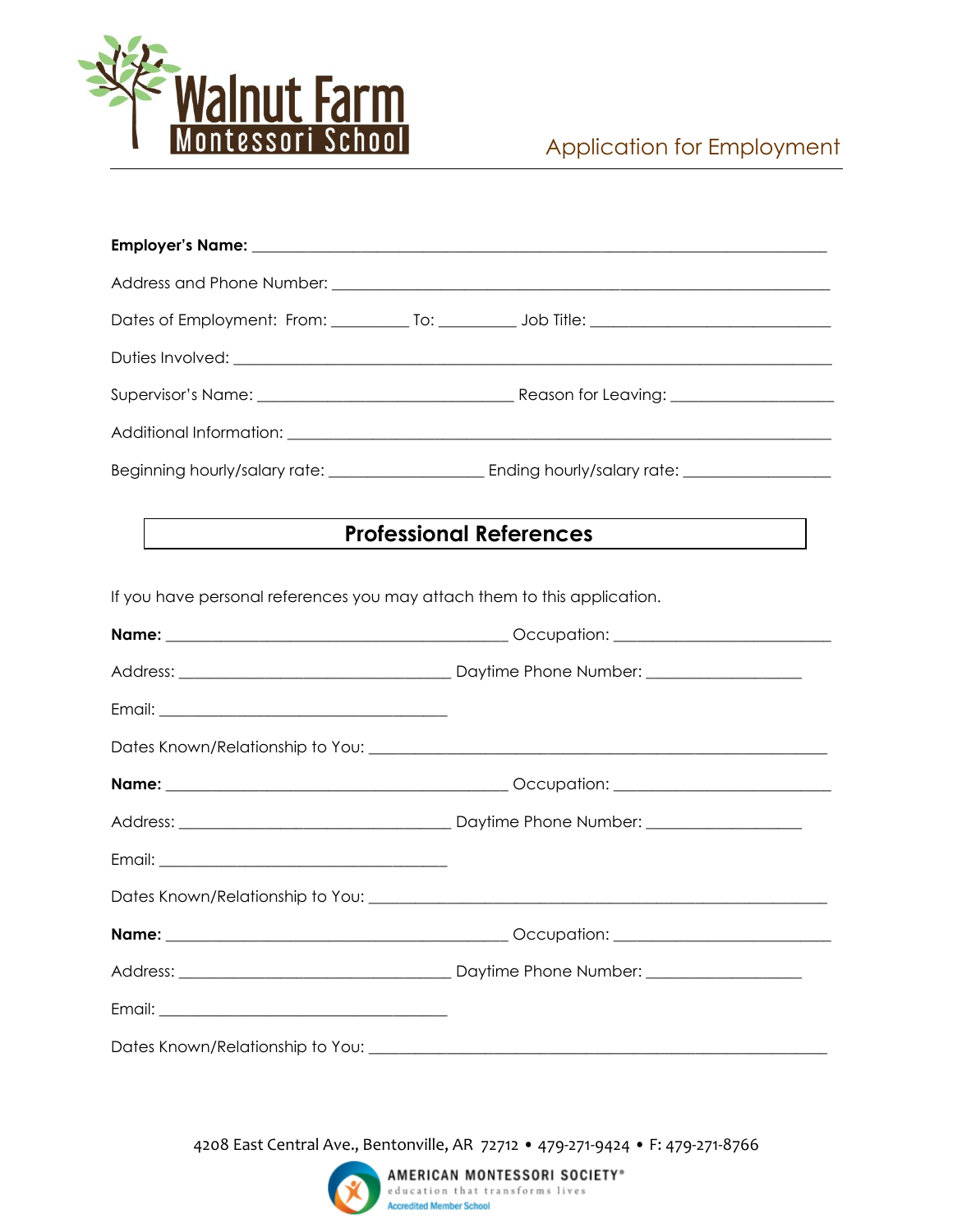Walnut Farm Montessori School

Application for Employment

**Employer's Name:** ______________________________________________

Address and Phone Number: ______________________________________________

Dates of Employment: From: __________ To: __________ Job Title: ______________________

Duties Involved: ______________________________________________

Supervisor's Name: ______________________ Reason for Leaving: ______________________

Additional Information: ______________________________________________

Beginning hourly/salary rate: ______________ Ending hourly/salary rate: ______________

## Professional References

If you have personal references you may attach them to this application.

**Name:** ______________________________ Occupation: ______________________

Address: ______________________________ Daytime Phone Number: ______________

Email: ______________________________

Dates Known/Relationship to You: ______________________________________________

**Name:** ______________________________ Occupation: ______________________

Address: ______________________________ Daytime Phone Number: ______________

Email: ______________________________

Dates Known/Relationship to You: ______________________________________________

**Name:** ______________________________ Occupation: ______________________

Address: ______________________________ Daytime Phone Number: ______________

Email: ______________________________

Dates Known/Relationship to You: ______________________________________________

4208 East Central Ave., Bentonville, AR 72712 • 479-271-9424 • F: 479-271-8766

AMERICAN MONTESSORI SOCIETY®
education that transforms lives
Accredited Member School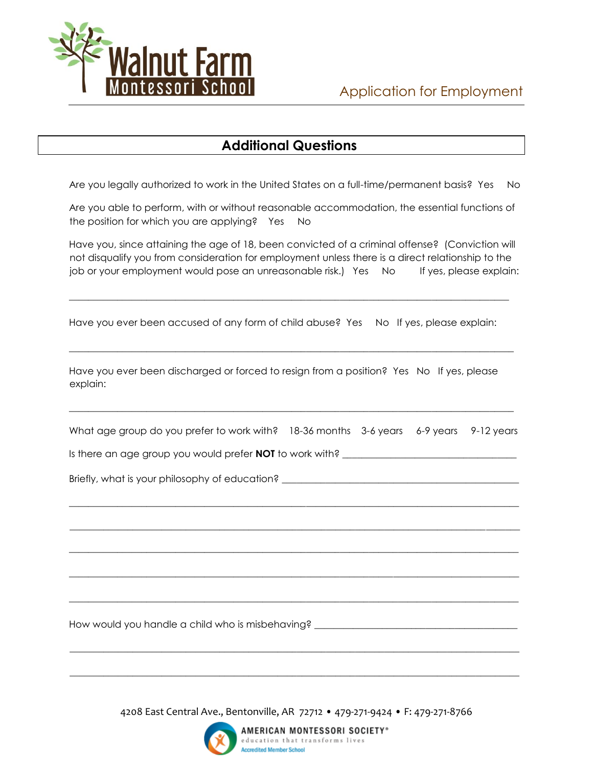# Walnut Farm Montessori School

Application for Employment

## Additional Questions

Are you legally authorized to work in the United States on a full-time/permanent basis? Yes No

Are you able to perform, with or without reasonable accommodation, the essential functions of the position for which you are applying? Yes No

Have you, since attaining the age of 18, been convicted of a criminal offense? (Conviction will not disqualify you from consideration for employment unless there is a direct relationship to the job or your employment would pose an unreasonable risk.) Yes No If yes, please explain:

_______________________________________________________________________________

Have you ever been accused of any form of child abuse? Yes No If yes, please explain:

_______________________________________________________________________________

Have you ever been discharged or forced to resign from a position? Yes No If yes, please explain:

_______________________________________________________________________________

What age group do you prefer to work with? 18-36 months 3-6 years 6-9 years 9-12 years

Is there an age group you would prefer **NOT** to work with? ___________________________________

Briefly, what is your philosophy of education? ____________________________________________

_______________________________________________________________________________

_______________________________________________________________________________

_______________________________________________________________________________

_______________________________________________________________________________

_______________________________________________________________________________

How would you handle a child who is misbehaving? _________________________________________

_______________________________________________________________________________

_______________________________________________________________________________

4208 East Central Ave., Bentonville, AR 72712 • 479-271-9424 • F: 479-271-8766

AMERICAN MONTESSORI SOCIETY® education that transforms lives Accredited Member School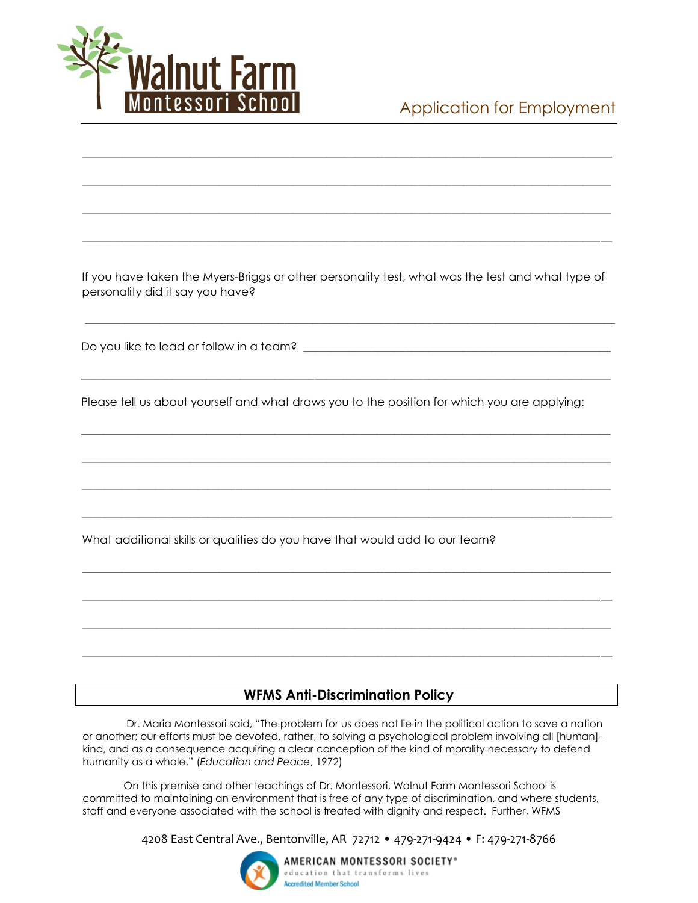Walnut Farm Montessori School

Application for Employment

_______________________________________________________________________________

_______________________________________________________________________________

_______________________________________________________________________________

_______________________________________________________________________________

If you have taken the Myers-Briggs or other personality test, what was the test and what type of personality did it say you have?

_______________________________________________________________________________

Do you like to lead or follow in a team? ________________________________________

_______________________________________________________________________________

Please tell us about yourself and what draws you to the position for which you are applying:

_______________________________________________________________________________

_______________________________________________________________________________

_______________________________________________________________________________

_______________________________________________________________________________

What additional skills or qualities do you have that would add to our team?

_______________________________________________________________________________

_______________________________________________________________________________

_______________________________________________________________________________

_______________________________________________________________________________

## WFMS Anti-Discrimination Policy

Dr. Maria Montessori said, "The problem for us does not lie in the political action to save a nation or another; our efforts must be devoted, rather, to solving a psychological problem involving all [human]-kind, and as a consequence acquiring a clear conception of the kind of morality necessary to defend humanity as a whole." (*Education and Peace*, 1972)

On this premise and other teachings of Dr. Montessori, Walnut Farm Montessori School is committed to maintaining an environment that is free of any type of discrimination, and where students, staff and everyone associated with the school is treated with dignity and respect. Further, WFMS

4208 East Central Ave., Bentonville, AR 72712 • 479-271-9424 • F: 479-271-8766

AMERICAN MONTESSORI SOCIETY®
education that transforms lives
Accredited Member School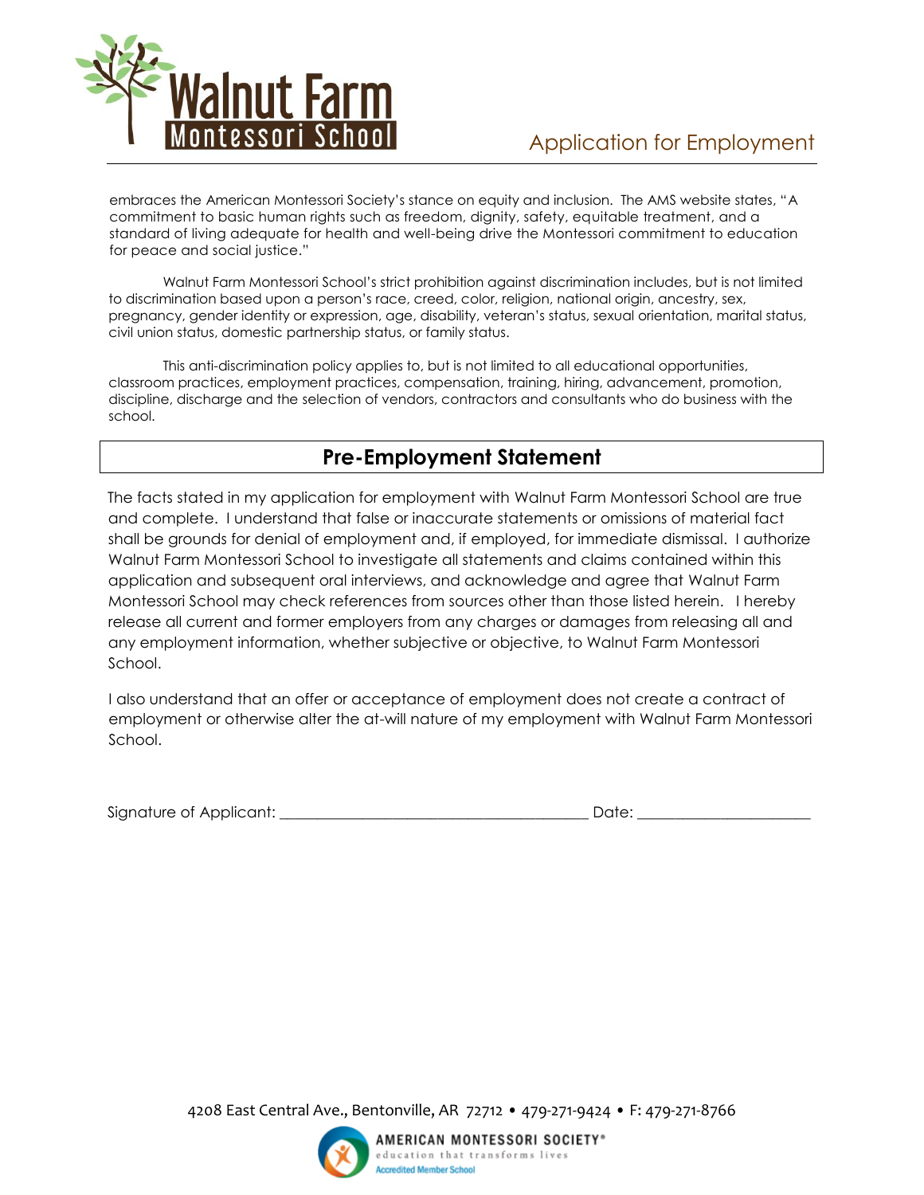# Application for Employment

embraces the American Montessori Society's stance on equity and inclusion. The AMS website states, "A commitment to basic human rights such as freedom, dignity, safety, equitable treatment, and a standard of living adequate for health and well-being drive the Montessori commitment to education for peace and social justice."

Walnut Farm Montessori School's strict prohibition against discrimination includes, but is not limited to discrimination based upon a person's race, creed, color, religion, national origin, ancestry, sex, pregnancy, gender identity or expression, age, disability, veteran's status, sexual orientation, marital status, civil union status, domestic partnership status, or family status.

This anti-discrimination policy applies to, but is not limited to all educational opportunities, classroom practices, employment practices, compensation, training, hiring, advancement, promotion, discipline, discharge and the selection of vendors, contractors and consultants who do business with the school.

## Pre-Employment Statement

The facts stated in my application for employment with Walnut Farm Montessori School are true and complete. I understand that false or inaccurate statements or omissions of material fact shall be grounds for denial of employment and, if employed, for immediate dismissal. I authorize Walnut Farm Montessori School to investigate all statements and claims contained within this application and subsequent oral interviews, and acknowledge and agree that Walnut Farm Montessori School may check references from sources other than those listed herein. I hereby release all current and former employers from any charges or damages from releasing all and any employment information, whether subjective or objective, to Walnut Farm Montessori School.

I also understand that an offer or acceptance of employment does not create a contract of employment or otherwise alter the at-will nature of my employment with Walnut Farm Montessori School.

Signature of Applicant: _______________________________________ Date: _____________________

4208 East Central Ave., Bentonville, AR 72712 • 479-271-9424 • F: 479-271-8766

AMERICAN MONTESSORI SOCIETY®
education that transforms lives
Accredited Member School